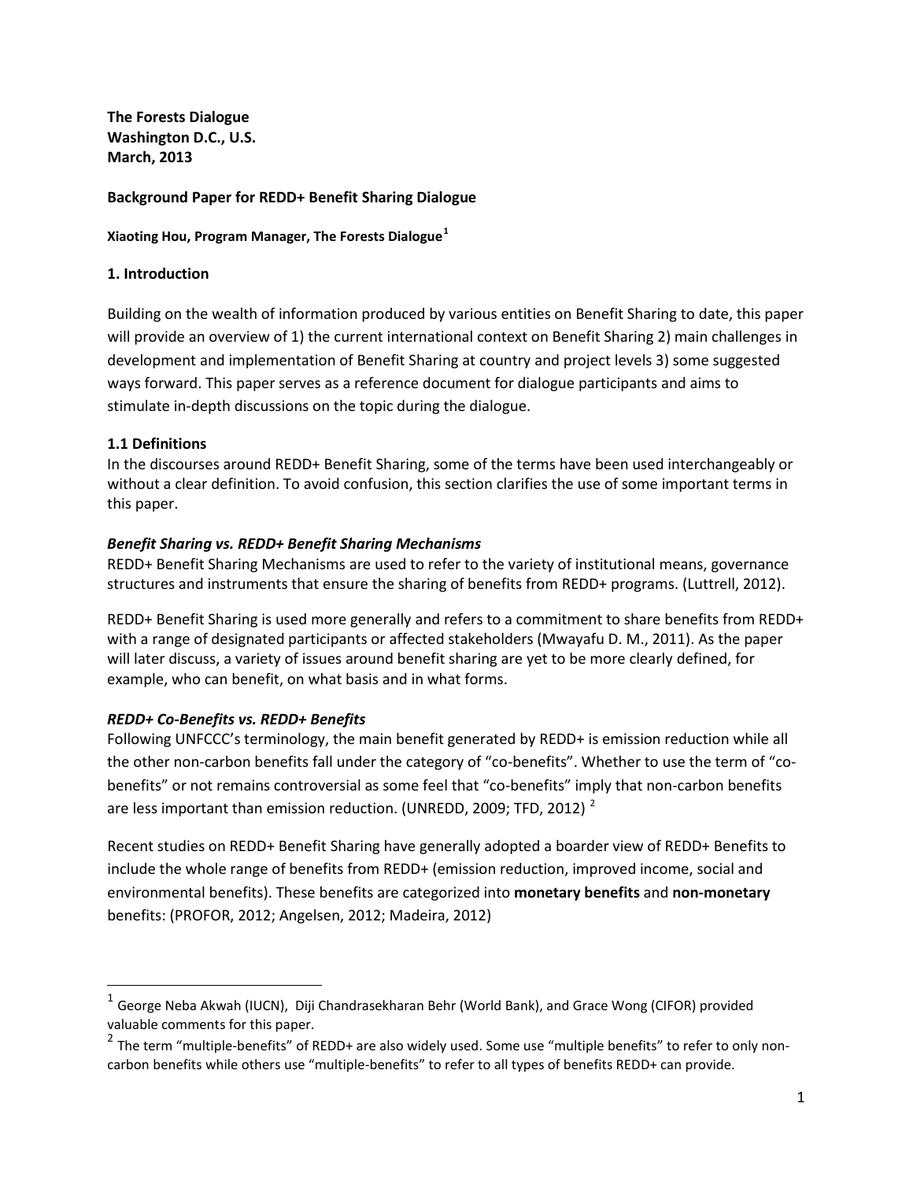**The Forests Dialogue**
**Washington D.C., U.S.**
**March, 2013**

**Background Paper for REDD+ Benefit Sharing Dialogue**

**Xiaoting Hou, Program Manager, The Forests Dialogue**[1]

## 1. Introduction

Building on the wealth of information produced by various entities on Benefit Sharing to date, this paper will provide an overview of 1) the current international context on Benefit Sharing 2) main challenges in development and implementation of Benefit Sharing at country and project levels 3) some suggested ways forward. This paper serves as a reference document for dialogue participants and aims to stimulate in-depth discussions on the topic during the dialogue.

### 1.1 Definitions

In the discourses around REDD+ Benefit Sharing, some of the terms have been used interchangeably or without a clear definition. To avoid confusion, this section clarifies the use of some important terms in this paper.

***Benefit Sharing vs. REDD+ Benefit Sharing Mechanisms***

REDD+ Benefit Sharing Mechanisms are used to refer to the variety of institutional means, governance structures and instruments that ensure the sharing of benefits from REDD+ programs. (Luttrell, 2012).

REDD+ Benefit Sharing is used more generally and refers to a commitment to share benefits from REDD+ with a range of designated participants or affected stakeholders (Mwayafu D. M., 2011). As the paper will later discuss, a variety of issues around benefit sharing are yet to be more clearly defined, for example, who can benefit, on what basis and in what forms.

***REDD+ Co-Benefits vs. REDD+ Benefits***

Following UNFCCC's terminology, the main benefit generated by REDD+ is emission reduction while all the other non-carbon benefits fall under the category of "co-benefits". Whether to use the term of "co-benefits" or not remains controversial as some feel that "co-benefits" imply that non-carbon benefits are less important than emission reduction. (UNREDD, 2009; TFD, 2012) [2]

Recent studies on REDD+ Benefit Sharing have generally adopted a boarder view of REDD+ Benefits to include the whole range of benefits from REDD+ (emission reduction, improved income, social and environmental benefits). These benefits are categorized into **monetary benefits** and **non-monetary** benefits: (PROFOR, 2012; Angelsen, 2012; Madeira, 2012)

---

[1] George Neba Akwah (IUCN), Diji Chandrasekharan Behr (World Bank), and Grace Wong (CIFOR) provided valuable comments for this paper.

[2] The term "multiple-benefits" of REDD+ are also widely used. Some use "multiple benefits" to refer to only non-carbon benefits while others use "multiple-benefits" to refer to all types of benefits REDD+ can provide.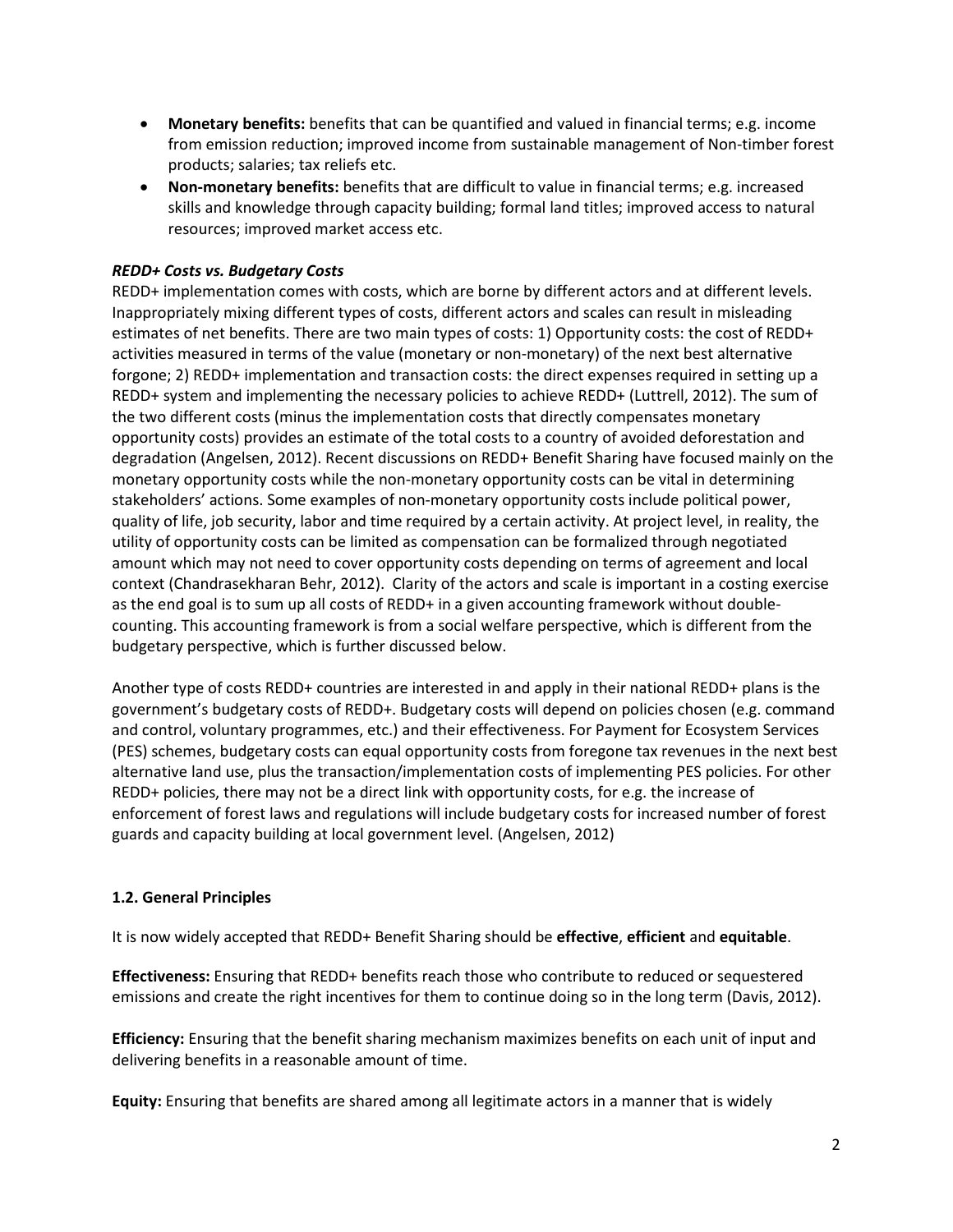- **Monetary benefits:** benefits that can be quantified and valued in financial terms; e.g. income from emission reduction; improved income from sustainable management of Non-timber forest products; salaries; tax reliefs etc.
- **Non-monetary benefits:** benefits that are difficult to value in financial terms; e.g. increased skills and knowledge through capacity building; formal land titles; improved access to natural resources; improved market access etc.

***REDD+ Costs vs. Budgetary Costs***

REDD+ implementation comes with costs, which are borne by different actors and at different levels. Inappropriately mixing different types of costs, different actors and scales can result in misleading estimates of net benefits. There are two main types of costs: 1) Opportunity costs: the cost of REDD+ activities measured in terms of the value (monetary or non-monetary) of the next best alternative forgone; 2) REDD+ implementation and transaction costs: the direct expenses required in setting up a REDD+ system and implementing the necessary policies to achieve REDD+ (Luttrell, 2012). The sum of the two different costs (minus the implementation costs that directly compensates monetary opportunity costs) provides an estimate of the total costs to a country of avoided deforestation and degradation (Angelsen, 2012). Recent discussions on REDD+ Benefit Sharing have focused mainly on the monetary opportunity costs while the non-monetary opportunity costs can be vital in determining stakeholders' actions. Some examples of non-monetary opportunity costs include political power, quality of life, job security, labor and time required by a certain activity. At project level, in reality, the utility of opportunity costs can be limited as compensation can be formalized through negotiated amount which may not need to cover opportunity costs depending on terms of agreement and local context (Chandrasekharan Behr, 2012). Clarity of the actors and scale is important in a costing exercise as the end goal is to sum up all costs of REDD+ in a given accounting framework without double-counting. This accounting framework is from a social welfare perspective, which is different from the budgetary perspective, which is further discussed below.

Another type of costs REDD+ countries are interested in and apply in their national REDD+ plans is the government's budgetary costs of REDD+. Budgetary costs will depend on policies chosen (e.g. command and control, voluntary programmes, etc.) and their effectiveness. For Payment for Ecosystem Services (PES) schemes, budgetary costs can equal opportunity costs from foregone tax revenues in the next best alternative land use, plus the transaction/implementation costs of implementing PES policies. For other REDD+ policies, there may not be a direct link with opportunity costs, for e.g. the increase of enforcement of forest laws and regulations will include budgetary costs for increased number of forest guards and capacity building at local government level. (Angelsen, 2012)

### 1.2. General Principles

It is now widely accepted that REDD+ Benefit Sharing should be **effective**, **efficient** and **equitable**.

**Effectiveness:** Ensuring that REDD+ benefits reach those who contribute to reduced or sequestered emissions and create the right incentives for them to continue doing so in the long term (Davis, 2012).

**Efficiency:** Ensuring that the benefit sharing mechanism maximizes benefits on each unit of input and delivering benefits in a reasonable amount of time.

**Equity:** Ensuring that benefits are shared among all legitimate actors in a manner that is widely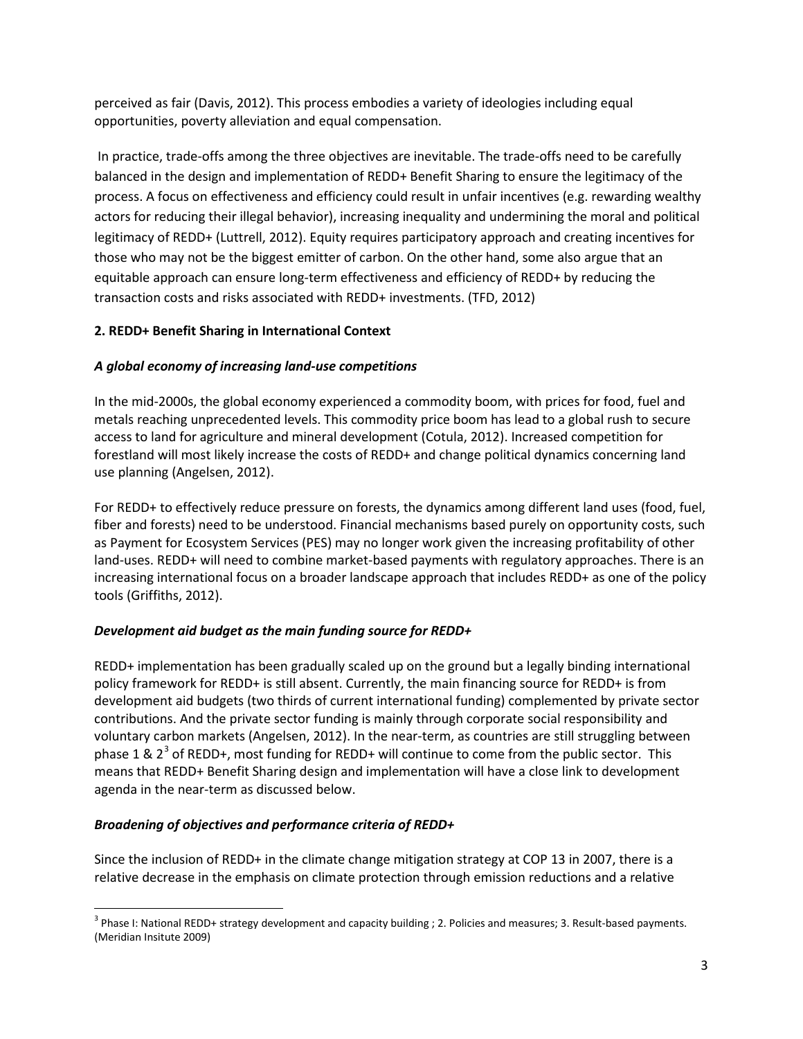perceived as fair (Davis, 2012). This process embodies a variety of ideologies including equal opportunities, poverty alleviation and equal compensation.

In practice, trade-offs among the three objectives are inevitable. The trade-offs need to be carefully balanced in the design and implementation of REDD+ Benefit Sharing to ensure the legitimacy of the process. A focus on effectiveness and efficiency could result in unfair incentives (e.g. rewarding wealthy actors for reducing their illegal behavior), increasing inequality and undermining the moral and political legitimacy of REDD+ (Luttrell, 2012). Equity requires participatory approach and creating incentives for those who may not be the biggest emitter of carbon. On the other hand, some also argue that an equitable approach can ensure long-term effectiveness and efficiency of REDD+ by reducing the transaction costs and risks associated with REDD+ investments. (TFD, 2012)

## 2. REDD+ Benefit Sharing in International Context

### *A global economy of increasing land-use competitions*

In the mid-2000s, the global economy experienced a commodity boom, with prices for food, fuel and metals reaching unprecedented levels. This commodity price boom has lead to a global rush to secure access to land for agriculture and mineral development (Cotula, 2012). Increased competition for forestland will most likely increase the costs of REDD+ and change political dynamics concerning land use planning (Angelsen, 2012).

For REDD+ to effectively reduce pressure on forests, the dynamics among different land uses (food, fuel, fiber and forests) need to be understood. Financial mechanisms based purely on opportunity costs, such as Payment for Ecosystem Services (PES) may no longer work given the increasing profitability of other land-uses. REDD+ will need to combine market-based payments with regulatory approaches. There is an increasing international focus on a broader landscape approach that includes REDD+ as one of the policy tools (Griffiths, 2012).

### *Development aid budget as the main funding source for REDD+*

REDD+ implementation has been gradually scaled up on the ground but a legally binding international policy framework for REDD+ is still absent. Currently, the main financing source for REDD+ is from development aid budgets (two thirds of current international funding) complemented by private sector contributions. And the private sector funding is mainly through corporate social responsibility and voluntary carbon markets (Angelsen, 2012). In the near-term, as countries are still struggling between phase 1 & 2[3] of REDD+, most funding for REDD+ will continue to come from the public sector. This means that REDD+ Benefit Sharing design and implementation will have a close link to development agenda in the near-term as discussed below.

### *Broadening of objectives and performance criteria of REDD+*

Since the inclusion of REDD+ in the climate change mitigation strategy at COP 13 in 2007, there is a relative decrease in the emphasis on climate protection through emission reductions and a relative

[3] Phase I: National REDD+ strategy development and capacity building ; 2. Policies and measures; 3. Result-based payments. (Meridian Insitute 2009)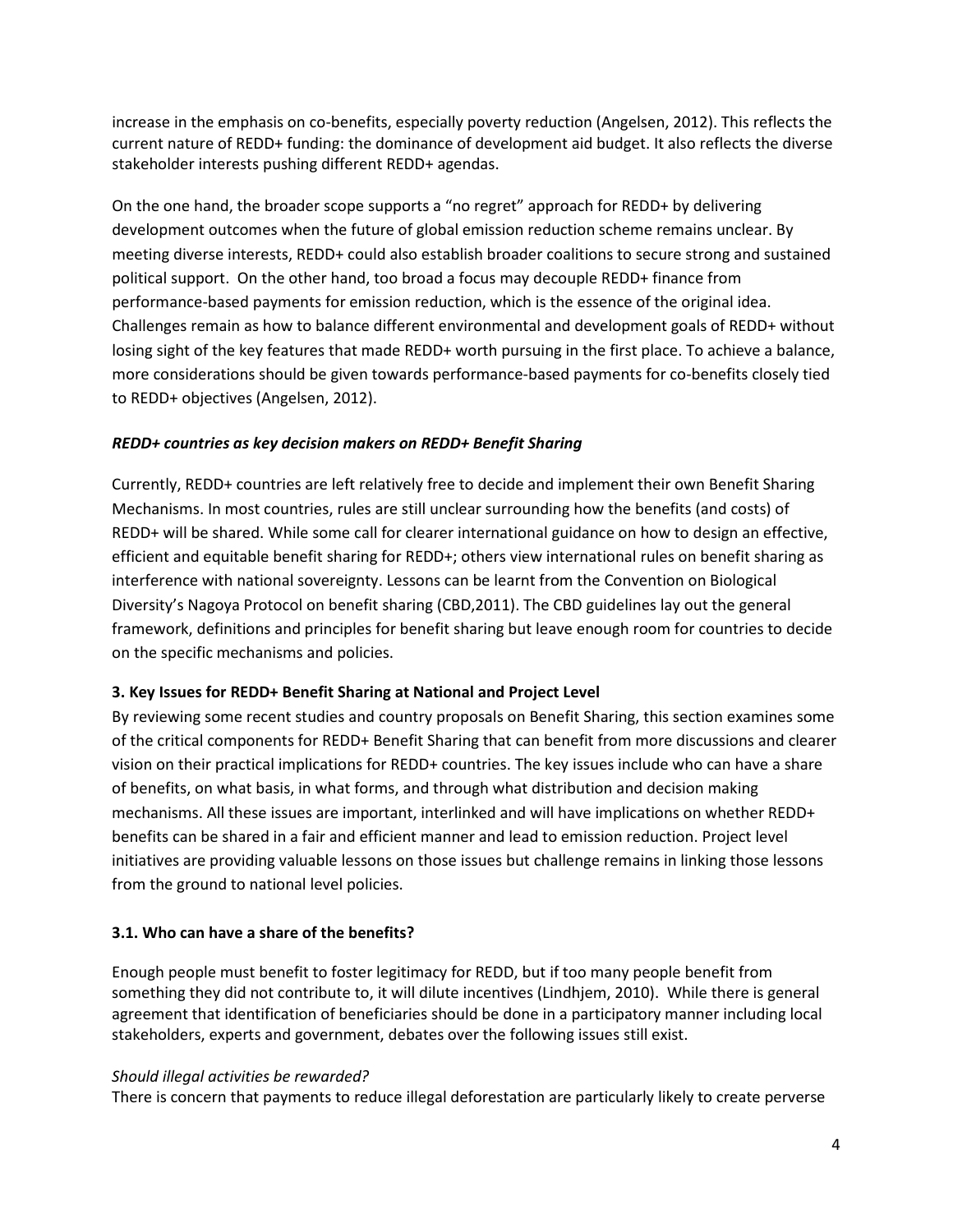increase in the emphasis on co-benefits, especially poverty reduction (Angelsen, 2012). This reflects the current nature of REDD+ funding: the dominance of development aid budget. It also reflects the diverse stakeholder interests pushing different REDD+ agendas.

On the one hand, the broader scope supports a "no regret" approach for REDD+ by delivering development outcomes when the future of global emission reduction scheme remains unclear. By meeting diverse interests, REDD+ could also establish broader coalitions to secure strong and sustained political support. On the other hand, too broad a focus may decouple REDD+ finance from performance-based payments for emission reduction, which is the essence of the original idea. Challenges remain as how to balance different environmental and development goals of REDD+ without losing sight of the key features that made REDD+ worth pursuing in the first place. To achieve a balance, more considerations should be given towards performance-based payments for co-benefits closely tied to REDD+ objectives (Angelsen, 2012).

***REDD+ countries as key decision makers on REDD+ Benefit Sharing***

Currently, REDD+ countries are left relatively free to decide and implement their own Benefit Sharing Mechanisms. In most countries, rules are still unclear surrounding how the benefits (and costs) of REDD+ will be shared. While some call for clearer international guidance on how to design an effective, efficient and equitable benefit sharing for REDD+; others view international rules on benefit sharing as interference with national sovereignty. Lessons can be learnt from the Convention on Biological Diversity's Nagoya Protocol on benefit sharing (CBD,2011). The CBD guidelines lay out the general framework, definitions and principles for benefit sharing but leave enough room for countries to decide on the specific mechanisms and policies.

## 3. Key Issues for REDD+ Benefit Sharing at National and Project Level

By reviewing some recent studies and country proposals on Benefit Sharing, this section examines some of the critical components for REDD+ Benefit Sharing that can benefit from more discussions and clearer vision on their practical implications for REDD+ countries. The key issues include who can have a share of benefits, on what basis, in what forms, and through what distribution and decision making mechanisms. All these issues are important, interlinked and will have implications on whether REDD+ benefits can be shared in a fair and efficient manner and lead to emission reduction. Project level initiatives are providing valuable lessons on those issues but challenge remains in linking those lessons from the ground to national level policies.

### 3.1. Who can have a share of the benefits?

Enough people must benefit to foster legitimacy for REDD, but if too many people benefit from something they did not contribute to, it will dilute incentives (Lindhjem, 2010). While there is general agreement that identification of beneficiaries should be done in a participatory manner including local stakeholders, experts and government, debates over the following issues still exist.

*Should illegal activities be rewarded?*

There is concern that payments to reduce illegal deforestation are particularly likely to create perverse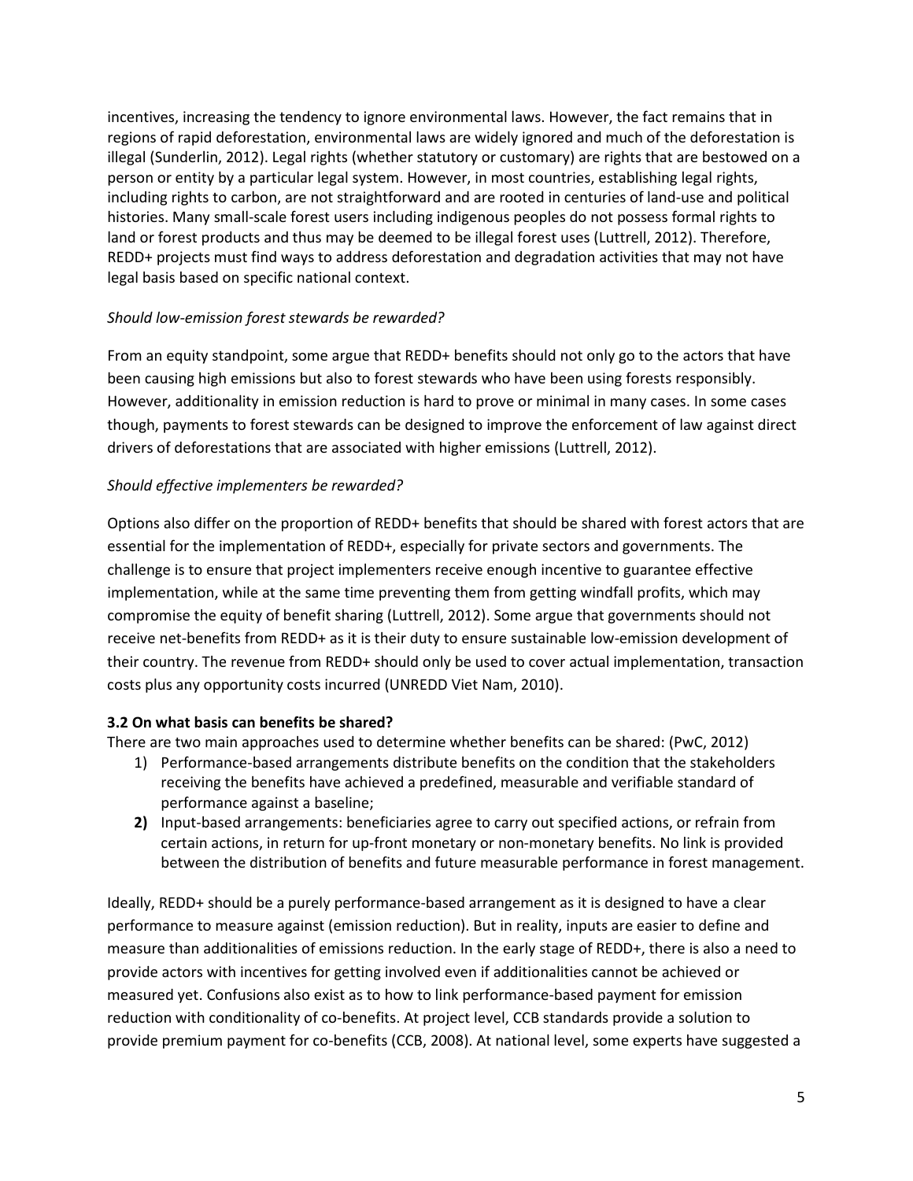incentives, increasing the tendency to ignore environmental laws. However, the fact remains that in regions of rapid deforestation, environmental laws are widely ignored and much of the deforestation is illegal (Sunderlin, 2012). Legal rights (whether statutory or customary) are rights that are bestowed on a person or entity by a particular legal system. However, in most countries, establishing legal rights, including rights to carbon, are not straightforward and are rooted in centuries of land-use and political histories. Many small-scale forest users including indigenous peoples do not possess formal rights to land or forest products and thus may be deemed to be illegal forest uses (Luttrell, 2012). Therefore, REDD+ projects must find ways to address deforestation and degradation activities that may not have legal basis based on specific national context.

*Should low-emission forest stewards be rewarded?*

From an equity standpoint, some argue that REDD+ benefits should not only go to the actors that have been causing high emissions but also to forest stewards who have been using forests responsibly. However, additionality in emission reduction is hard to prove or minimal in many cases. In some cases though, payments to forest stewards can be designed to improve the enforcement of law against direct drivers of deforestations that are associated with higher emissions (Luttrell, 2012).

*Should effective implementers be rewarded?*

Options also differ on the proportion of REDD+ benefits that should be shared with forest actors that are essential for the implementation of REDD+, especially for private sectors and governments. The challenge is to ensure that project implementers receive enough incentive to guarantee effective implementation, while at the same time preventing them from getting windfall profits, which may compromise the equity of benefit sharing (Luttrell, 2012). Some argue that governments should not receive net-benefits from REDD+ as it is their duty to ensure sustainable low-emission development of their country. The revenue from REDD+ should only be used to cover actual implementation, transaction costs plus any opportunity costs incurred (UNREDD Viet Nam, 2010).

### 3.2 On what basis can benefits be shared?

There are two main approaches used to determine whether benefits can be shared: (PwC, 2012)

1) Performance-based arrangements distribute benefits on the condition that the stakeholders receiving the benefits have achieved a predefined, measurable and verifiable standard of performance against a baseline;
2) Input-based arrangements: beneficiaries agree to carry out specified actions, or refrain from certain actions, in return for up-front monetary or non-monetary benefits. No link is provided between the distribution of benefits and future measurable performance in forest management.

Ideally, REDD+ should be a purely performance-based arrangement as it is designed to have a clear performance to measure against (emission reduction). But in reality, inputs are easier to define and measure than additionalities of emissions reduction. In the early stage of REDD+, there is also a need to provide actors with incentives for getting involved even if additionalities cannot be achieved or measured yet. Confusions also exist as to how to link performance-based payment for emission reduction with conditionality of co-benefits. At project level, CCB standards provide a solution to provide premium payment for co-benefits (CCB, 2008). At national level, some experts have suggested a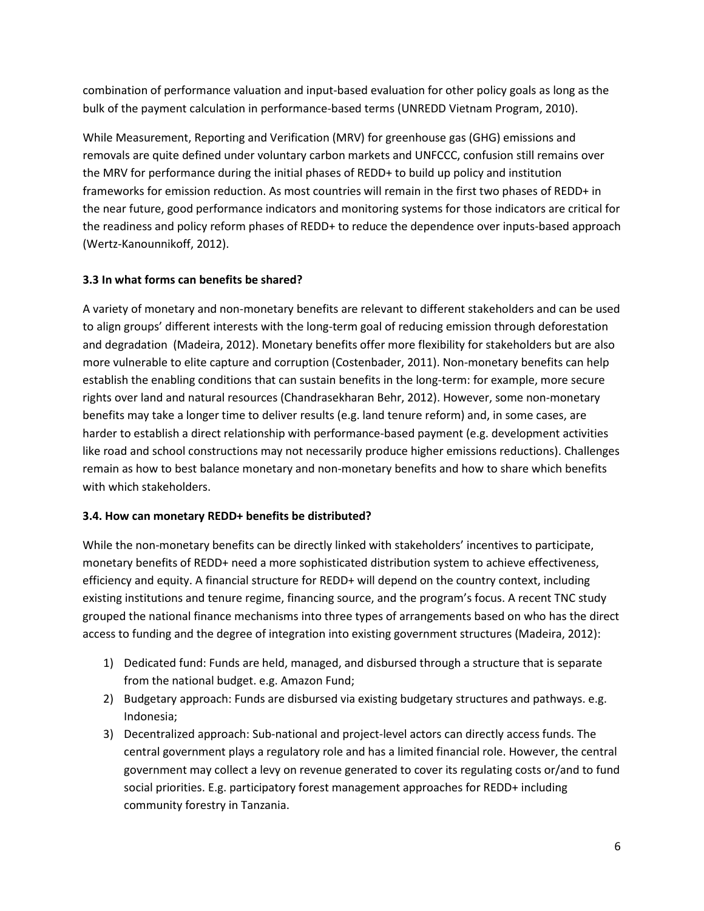combination of performance valuation and input-based evaluation for other policy goals as long as the bulk of the payment calculation in performance-based terms (UNREDD Vietnam Program, 2010).

While Measurement, Reporting and Verification (MRV) for greenhouse gas (GHG) emissions and removals are quite defined under voluntary carbon markets and UNFCCC, confusion still remains over the MRV for performance during the initial phases of REDD+ to build up policy and institution frameworks for emission reduction. As most countries will remain in the first two phases of REDD+ in the near future, good performance indicators and monitoring systems for those indicators are critical for the readiness and policy reform phases of REDD+ to reduce the dependence over inputs-based approach (Wertz-Kanounnikoff, 2012).

### 3.3 In what forms can benefits be shared?

A variety of monetary and non-monetary benefits are relevant to different stakeholders and can be used to align groups' different interests with the long-term goal of reducing emission through deforestation and degradation (Madeira, 2012). Monetary benefits offer more flexibility for stakeholders but are also more vulnerable to elite capture and corruption (Costenbader, 2011). Non-monetary benefits can help establish the enabling conditions that can sustain benefits in the long-term: for example, more secure rights over land and natural resources (Chandrasekharan Behr, 2012). However, some non-monetary benefits may take a longer time to deliver results (e.g. land tenure reform) and, in some cases, are harder to establish a direct relationship with performance-based payment (e.g. development activities like road and school constructions may not necessarily produce higher emissions reductions). Challenges remain as how to best balance monetary and non-monetary benefits and how to share which benefits with which stakeholders.

### 3.4. How can monetary REDD+ benefits be distributed?

While the non-monetary benefits can be directly linked with stakeholders' incentives to participate, monetary benefits of REDD+ need a more sophisticated distribution system to achieve effectiveness, efficiency and equity. A financial structure for REDD+ will depend on the country context, including existing institutions and tenure regime, financing source, and the program's focus. A recent TNC study grouped the national finance mechanisms into three types of arrangements based on who has the direct access to funding and the degree of integration into existing government structures (Madeira, 2012):

1) Dedicated fund: Funds are held, managed, and disbursed through a structure that is separate from the national budget. e.g. Amazon Fund;
2) Budgetary approach: Funds are disbursed via existing budgetary structures and pathways. e.g. Indonesia;
3) Decentralized approach: Sub-national and project-level actors can directly access funds. The central government plays a regulatory role and has a limited financial role. However, the central government may collect a levy on revenue generated to cover its regulating costs or/and to fund social priorities. E.g. participatory forest management approaches for REDD+ including community forestry in Tanzania.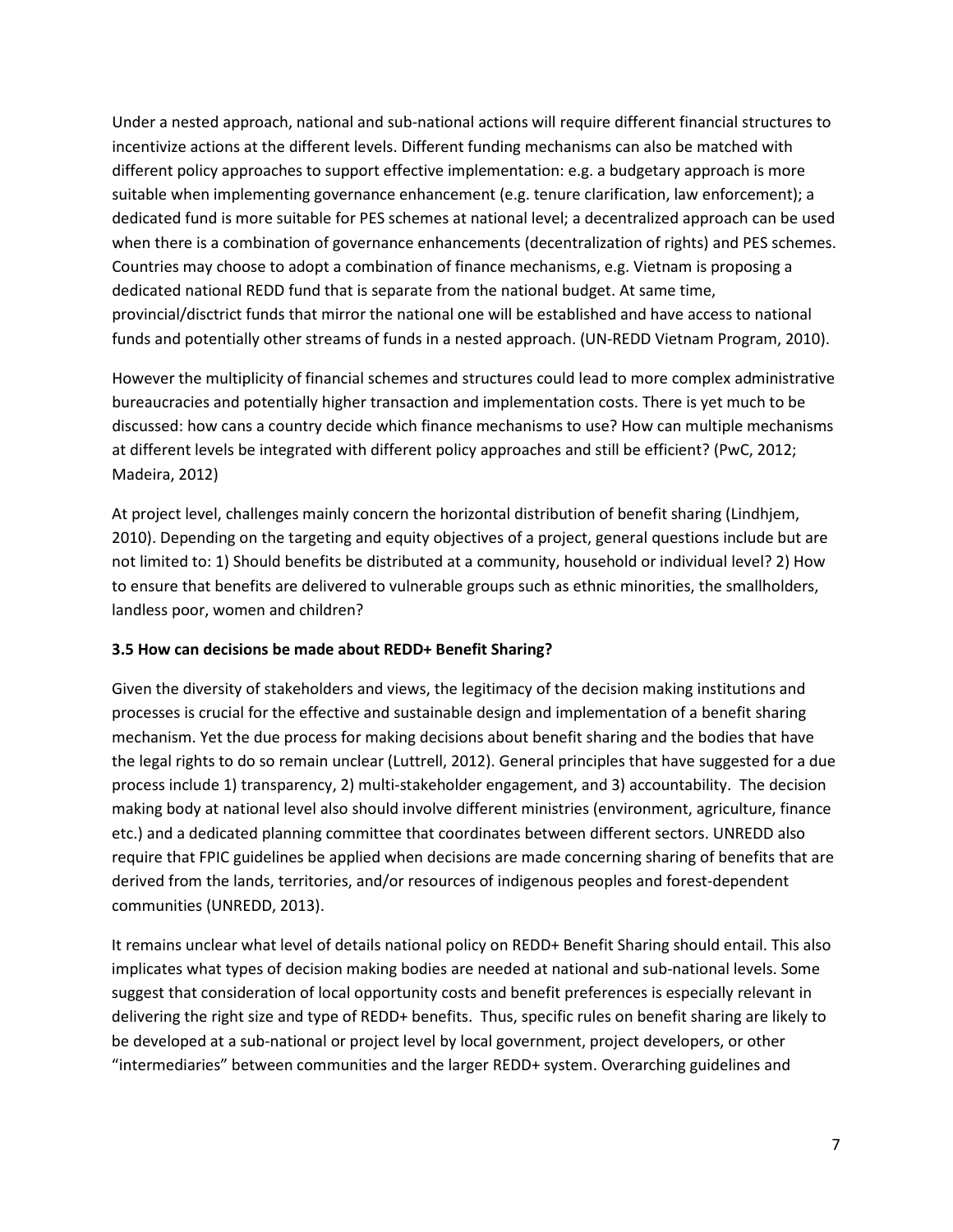Under a nested approach, national and sub-national actions will require different financial structures to incentivize actions at the different levels. Different funding mechanisms can also be matched with different policy approaches to support effective implementation: e.g. a budgetary approach is more suitable when implementing governance enhancement (e.g. tenure clarification, law enforcement); a dedicated fund is more suitable for PES schemes at national level; a decentralized approach can be used when there is a combination of governance enhancements (decentralization of rights) and PES schemes. Countries may choose to adopt a combination of finance mechanisms, e.g. Vietnam is proposing a dedicated national REDD fund that is separate from the national budget. At same time, provincial/disctrict funds that mirror the national one will be established and have access to national funds and potentially other streams of funds in a nested approach. (UN-REDD Vietnam Program, 2010).

However the multiplicity of financial schemes and structures could lead to more complex administrative bureaucracies and potentially higher transaction and implementation costs. There is yet much to be discussed: how cans a country decide which finance mechanisms to use? How can multiple mechanisms at different levels be integrated with different policy approaches and still be efficient? (PwC, 2012; Madeira, 2012)

At project level, challenges mainly concern the horizontal distribution of benefit sharing (Lindhjem, 2010). Depending on the targeting and equity objectives of a project, general questions include but are not limited to: 1) Should benefits be distributed at a community, household or individual level? 2) How to ensure that benefits are delivered to vulnerable groups such as ethnic minorities, the smallholders, landless poor, women and children?

### 3.5 How can decisions be made about REDD+ Benefit Sharing?

Given the diversity of stakeholders and views, the legitimacy of the decision making institutions and processes is crucial for the effective and sustainable design and implementation of a benefit sharing mechanism. Yet the due process for making decisions about benefit sharing and the bodies that have the legal rights to do so remain unclear (Luttrell, 2012). General principles that have suggested for a due process include 1) transparency, 2) multi-stakeholder engagement, and 3) accountability. The decision making body at national level also should involve different ministries (environment, agriculture, finance etc.) and a dedicated planning committee that coordinates between different sectors. UNREDD also require that FPIC guidelines be applied when decisions are made concerning sharing of benefits that are derived from the lands, territories, and/or resources of indigenous peoples and forest-dependent communities (UNREDD, 2013).

It remains unclear what level of details national policy on REDD+ Benefit Sharing should entail. This also implicates what types of decision making bodies are needed at national and sub-national levels. Some suggest that consideration of local opportunity costs and benefit preferences is especially relevant in delivering the right size and type of REDD+ benefits. Thus, specific rules on benefit sharing are likely to be developed at a sub-national or project level by local government, project developers, or other "intermediaries" between communities and the larger REDD+ system. Overarching guidelines and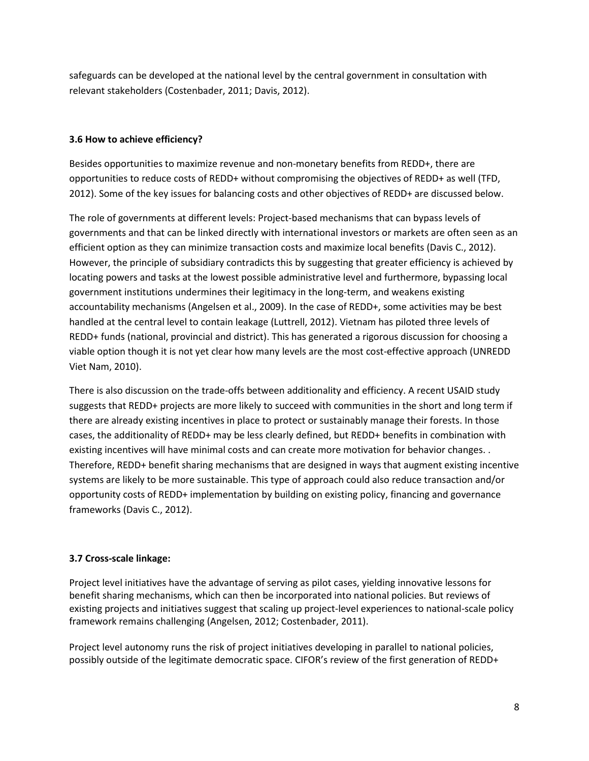safeguards can be developed at the national level by the central government in consultation with relevant stakeholders (Costenbader, 2011; Davis, 2012).

### 3.6 How to achieve efficiency?

Besides opportunities to maximize revenue and non-monetary benefits from REDD+, there are opportunities to reduce costs of REDD+ without compromising the objectives of REDD+ as well (TFD, 2012). Some of the key issues for balancing costs and other objectives of REDD+ are discussed below.

The role of governments at different levels: Project-based mechanisms that can bypass levels of governments and that can be linked directly with international investors or markets are often seen as an efficient option as they can minimize transaction costs and maximize local benefits (Davis C., 2012). However, the principle of subsidiary contradicts this by suggesting that greater efficiency is achieved by locating powers and tasks at the lowest possible administrative level and furthermore, bypassing local government institutions undermines their legitimacy in the long-term, and weakens existing accountability mechanisms (Angelsen et al., 2009). In the case of REDD+, some activities may be best handled at the central level to contain leakage (Luttrell, 2012). Vietnam has piloted three levels of REDD+ funds (national, provincial and district). This has generated a rigorous discussion for choosing a viable option though it is not yet clear how many levels are the most cost-effective approach (UNREDD Viet Nam, 2010).

There is also discussion on the trade-offs between additionality and efficiency. A recent USAID study suggests that REDD+ projects are more likely to succeed with communities in the short and long term if there are already existing incentives in place to protect or sustainably manage their forests. In those cases, the additionality of REDD+ may be less clearly defined, but REDD+ benefits in combination with existing incentives will have minimal costs and can create more motivation for behavior changes. . Therefore, REDD+ benefit sharing mechanisms that are designed in ways that augment existing incentive systems are likely to be more sustainable. This type of approach could also reduce transaction and/or opportunity costs of REDD+ implementation by building on existing policy, financing and governance frameworks (Davis C., 2012).

### 3.7 Cross-scale linkage:

Project level initiatives have the advantage of serving as pilot cases, yielding innovative lessons for benefit sharing mechanisms, which can then be incorporated into national policies. But reviews of existing projects and initiatives suggest that scaling up project-level experiences to national-scale policy framework remains challenging (Angelsen, 2012; Costenbader, 2011).

Project level autonomy runs the risk of project initiatives developing in parallel to national policies, possibly outside of the legitimate democratic space. CIFOR's review of the first generation of REDD+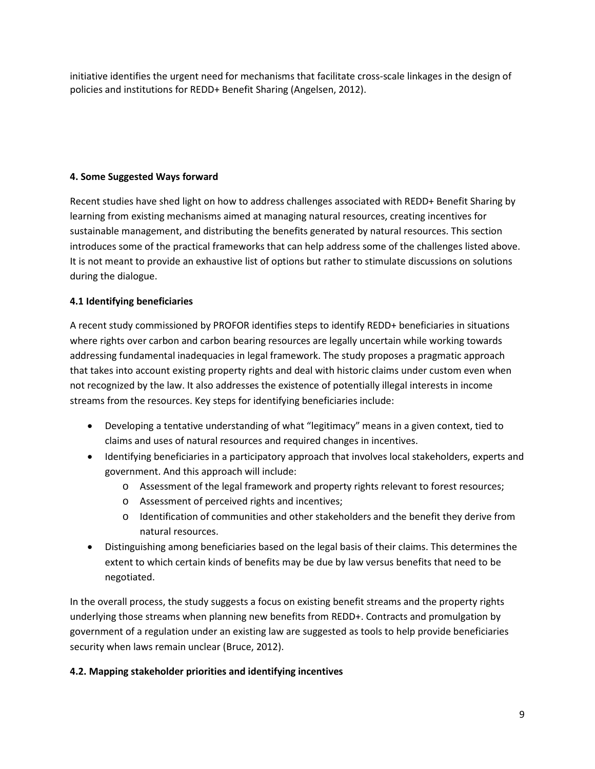initiative identifies the urgent need for mechanisms that facilitate cross-scale linkages in the design of policies and institutions for REDD+ Benefit Sharing (Angelsen, 2012).

## 4. Some Suggested Ways forward

Recent studies have shed light on how to address challenges associated with REDD+ Benefit Sharing by learning from existing mechanisms aimed at managing natural resources, creating incentives for sustainable management, and distributing the benefits generated by natural resources. This section introduces some of the practical frameworks that can help address some of the challenges listed above. It is not meant to provide an exhaustive list of options but rather to stimulate discussions on solutions during the dialogue.

### 4.1 Identifying beneficiaries

A recent study commissioned by PROFOR identifies steps to identify REDD+ beneficiaries in situations where rights over carbon and carbon bearing resources are legally uncertain while working towards addressing fundamental inadequacies in legal framework. The study proposes a pragmatic approach that takes into account existing property rights and deal with historic claims under custom even when not recognized by the law. It also addresses the existence of potentially illegal interests in income streams from the resources. Key steps for identifying beneficiaries include:

- Developing a tentative understanding of what “legitimacy” means in a given context, tied to claims and uses of natural resources and required changes in incentives.
- Identifying beneficiaries in a participatory approach that involves local stakeholders, experts and government. And this approach will include:
  - Assessment of the legal framework and property rights relevant to forest resources;
  - Assessment of perceived rights and incentives;
  - Identification of communities and other stakeholders and the benefit they derive from natural resources.
- Distinguishing among beneficiaries based on the legal basis of their claims. This determines the extent to which certain kinds of benefits may be due by law versus benefits that need to be negotiated.

In the overall process, the study suggests a focus on existing benefit streams and the property rights underlying those streams when planning new benefits from REDD+. Contracts and promulgation by government of a regulation under an existing law are suggested as tools to help provide beneficiaries security when laws remain unclear (Bruce, 2012).

### 4.2. Mapping stakeholder priorities and identifying incentives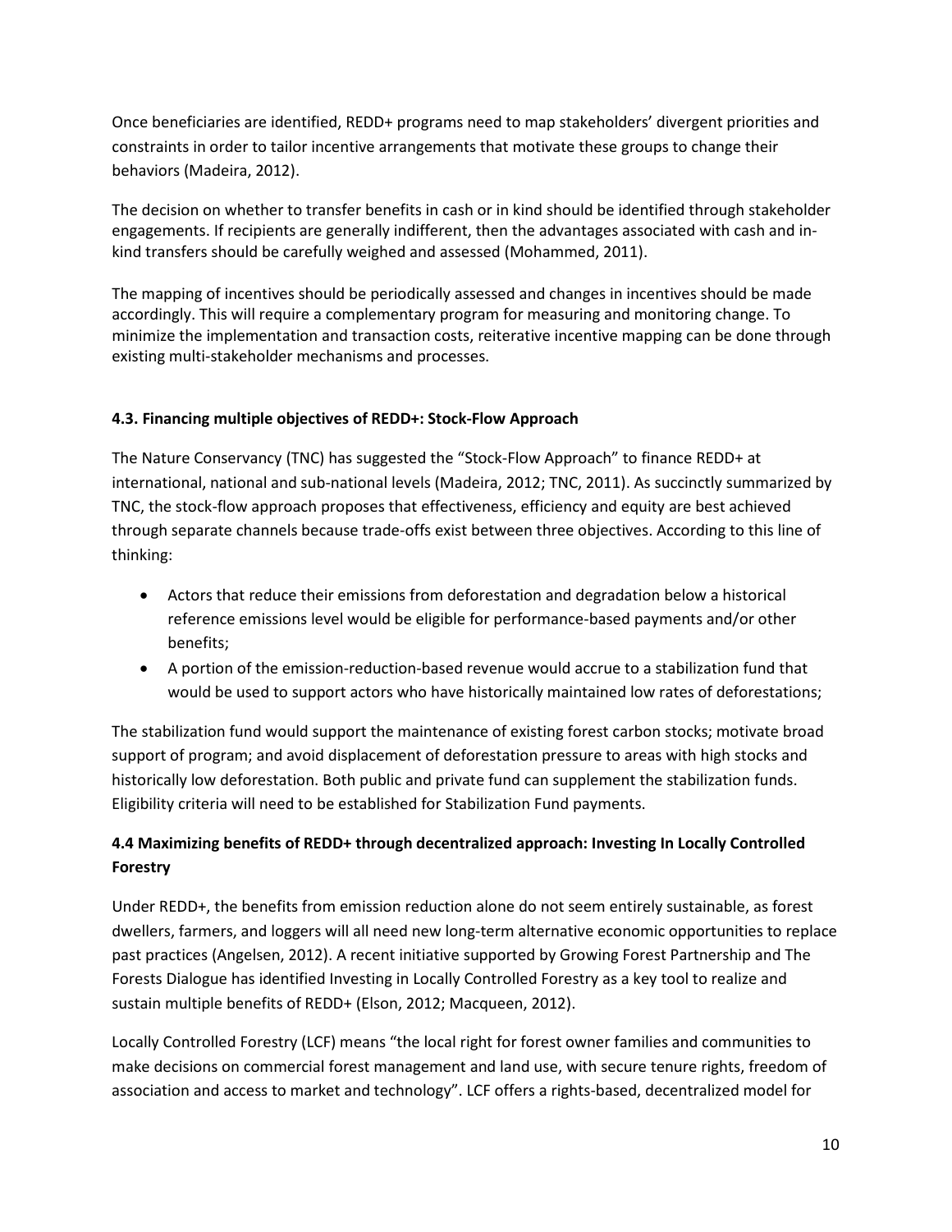Once beneficiaries are identified, REDD+ programs need to map stakeholders' divergent priorities and constraints in order to tailor incentive arrangements that motivate these groups to change their behaviors (Madeira, 2012).

The decision on whether to transfer benefits in cash or in kind should be identified through stakeholder engagements. If recipients are generally indifferent, then the advantages associated with cash and in-kind transfers should be carefully weighed and assessed (Mohammed, 2011).

The mapping of incentives should be periodically assessed and changes in incentives should be made accordingly. This will require a complementary program for measuring and monitoring change. To minimize the implementation and transaction costs, reiterative incentive mapping can be done through existing multi-stakeholder mechanisms and processes.

### 4.3. Financing multiple objectives of REDD+: Stock-Flow Approach

The Nature Conservancy (TNC) has suggested the "Stock-Flow Approach" to finance REDD+ at international, national and sub-national levels (Madeira, 2012; TNC, 2011). As succinctly summarized by TNC, the stock-flow approach proposes that effectiveness, efficiency and equity are best achieved through separate channels because trade-offs exist between three objectives. According to this line of thinking:

- Actors that reduce their emissions from deforestation and degradation below a historical reference emissions level would be eligible for performance-based payments and/or other benefits;
- A portion of the emission-reduction-based revenue would accrue to a stabilization fund that would be used to support actors who have historically maintained low rates of deforestations;

The stabilization fund would support the maintenance of existing forest carbon stocks; motivate broad support of program; and avoid displacement of deforestation pressure to areas with high stocks and historically low deforestation. Both public and private fund can supplement the stabilization funds. Eligibility criteria will need to be established for Stabilization Fund payments.

### 4.4 Maximizing benefits of REDD+ through decentralized approach: Investing In Locally Controlled Forestry

Under REDD+, the benefits from emission reduction alone do not seem entirely sustainable, as forest dwellers, farmers, and loggers will all need new long-term alternative economic opportunities to replace past practices (Angelsen, 2012). A recent initiative supported by Growing Forest Partnership and The Forests Dialogue has identified Investing in Locally Controlled Forestry as a key tool to realize and sustain multiple benefits of REDD+ (Elson, 2012; Macqueen, 2012).

Locally Controlled Forestry (LCF) means "the local right for forest owner families and communities to make decisions on commercial forest management and land use, with secure tenure rights, freedom of association and access to market and technology". LCF offers a rights-based, decentralized model for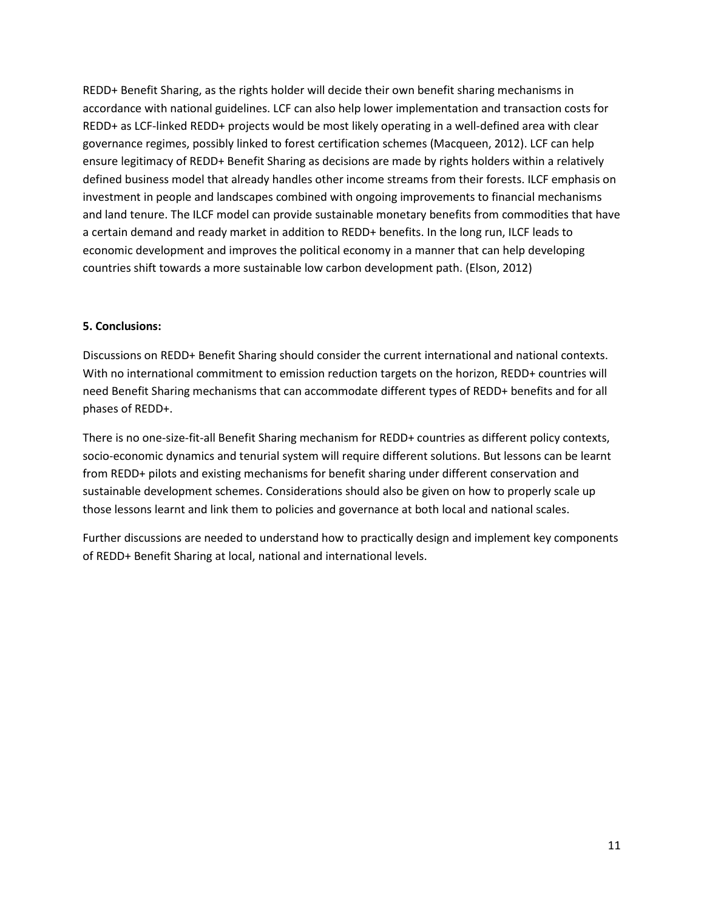REDD+ Benefit Sharing, as the rights holder will decide their own benefit sharing mechanisms in accordance with national guidelines. LCF can also help lower implementation and transaction costs for REDD+ as LCF-linked REDD+ projects would be most likely operating in a well-defined area with clear governance regimes, possibly linked to forest certification schemes (Macqueen, 2012). LCF can help ensure legitimacy of REDD+ Benefit Sharing as decisions are made by rights holders within a relatively defined business model that already handles other income streams from their forests. ILCF emphasis on investment in people and landscapes combined with ongoing improvements to financial mechanisms and land tenure. The ILCF model can provide sustainable monetary benefits from commodities that have a certain demand and ready market in addition to REDD+ benefits. In the long run, ILCF leads to economic development and improves the political economy in a manner that can help developing countries shift towards a more sustainable low carbon development path. (Elson, 2012)

**5. Conclusions:**

Discussions on REDD+ Benefit Sharing should consider the current international and national contexts. With no international commitment to emission reduction targets on the horizon, REDD+ countries will need Benefit Sharing mechanisms that can accommodate different types of REDD+ benefits and for all phases of REDD+.

There is no one-size-fit-all Benefit Sharing mechanism for REDD+ countries as different policy contexts, socio-economic dynamics and tenurial system will require different solutions. But lessons can be learnt from REDD+ pilots and existing mechanisms for benefit sharing under different conservation and sustainable development schemes. Considerations should also be given on how to properly scale up those lessons learnt and link them to policies and governance at both local and national scales.

Further discussions are needed to understand how to practically design and implement key components of REDD+ Benefit Sharing at local, national and international levels.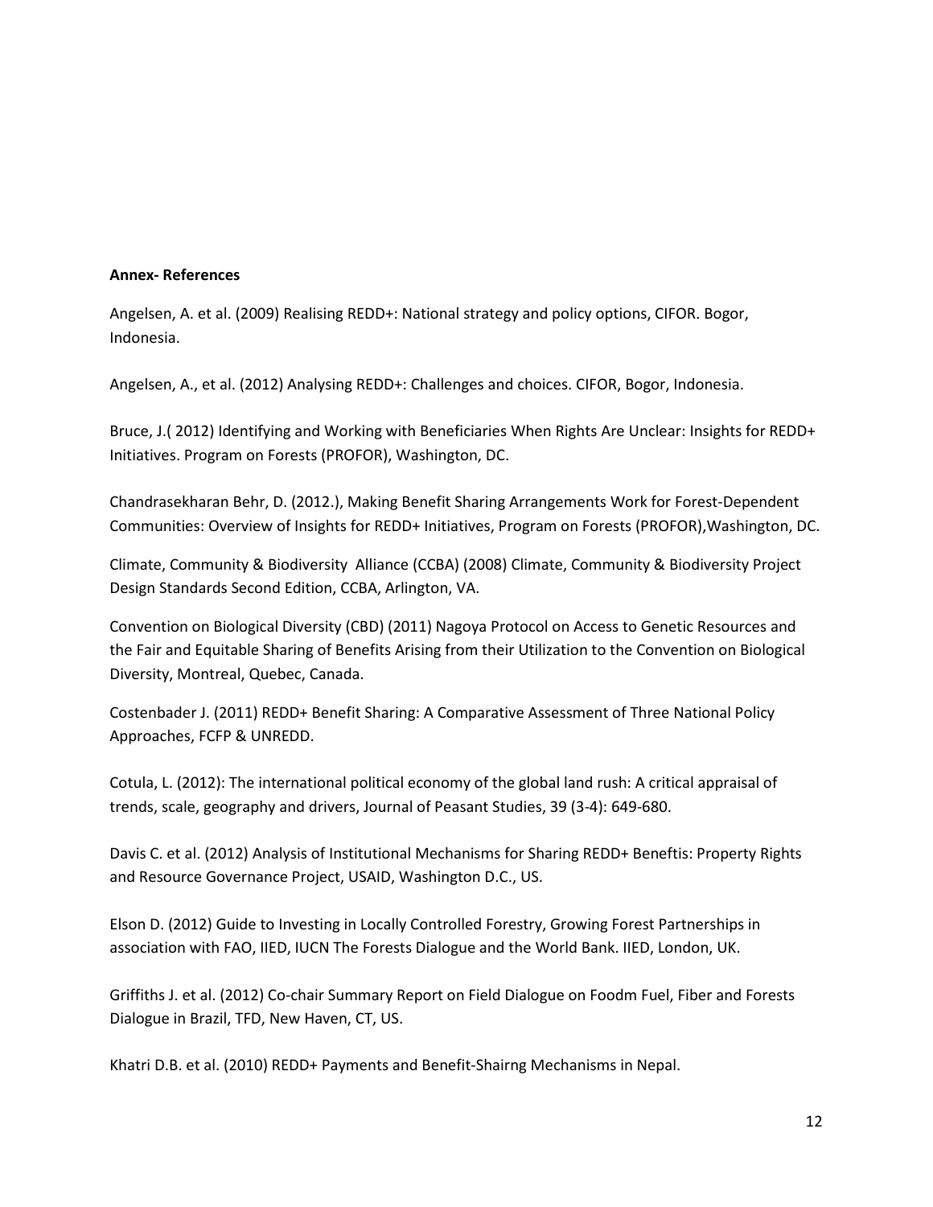**Annex- References**

Angelsen, A. et al. (2009) Realising REDD+: National strategy and policy options, CIFOR. Bogor, Indonesia.

Angelsen, A., et al. (2012) Analysing REDD+: Challenges and choices. CIFOR, Bogor, Indonesia.

Bruce, J.( 2012) Identifying and Working with Beneficiaries When Rights Are Unclear: Insights for REDD+ Initiatives. Program on Forests (PROFOR), Washington, DC.

Chandrasekharan Behr, D. (2012.), Making Benefit Sharing Arrangements Work for Forest-Dependent Communities: Overview of Insights for REDD+ Initiatives, Program on Forests (PROFOR),Washington, DC.

Climate, Community & Biodiversity  Alliance (CCBA) (2008) Climate, Community & Biodiversity Project Design Standards Second Edition, CCBA, Arlington, VA.

Convention on Biological Diversity (CBD) (2011) Nagoya Protocol on Access to Genetic Resources and the Fair and Equitable Sharing of Benefits Arising from their Utilization to the Convention on Biological Diversity, Montreal, Quebec, Canada.

Costenbader J. (2011) REDD+ Benefit Sharing: A Comparative Assessment of Three National Policy Approaches, FCFP & UNREDD.

Cotula, L. (2012): The international political economy of the global land rush: A critical appraisal of trends, scale, geography and drivers, Journal of Peasant Studies, 39 (3-4): 649-680.

Davis C. et al. (2012) Analysis of Institutional Mechanisms for Sharing REDD+ Beneftis: Property Rights and Resource Governance Project, USAID, Washington D.C., US.

Elson D. (2012) Guide to Investing in Locally Controlled Forestry, Growing Forest Partnerships in association with FAO, IIED, IUCN The Forests Dialogue and the World Bank. IIED, London, UK.

Griffiths J. et al. (2012) Co-chair Summary Report on Field Dialogue on Foodm Fuel, Fiber and Forests Dialogue in Brazil, TFD, New Haven, CT, US.

Khatri D.B. et al. (2010) REDD+ Payments and Benefit-Shairng Mechanisms in Nepal.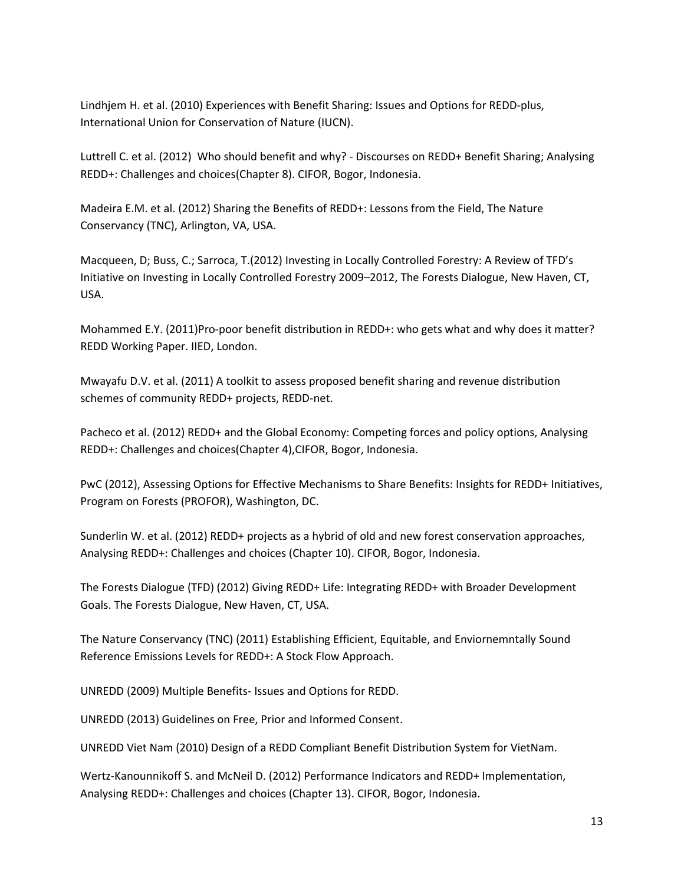Lindhjem H. et al. (2010) Experiences with Benefit Sharing: Issues and Options for REDD-plus, International Union for Conservation of Nature (IUCN).

Luttrell C. et al. (2012) Who should benefit and why? - Discourses on REDD+ Benefit Sharing; Analysing REDD+: Challenges and choices(Chapter 8). CIFOR, Bogor, Indonesia.

Madeira E.M. et al. (2012) Sharing the Benefits of REDD+: Lessons from the Field, The Nature Conservancy (TNC), Arlington, VA, USA.

Macqueen, D; Buss, C.; Sarroca, T.(2012) Investing in Locally Controlled Forestry: A Review of TFD's Initiative on Investing in Locally Controlled Forestry 2009–2012, The Forests Dialogue, New Haven, CT, USA.

Mohammed E.Y. (2011)Pro-poor benefit distribution in REDD+: who gets what and why does it matter? REDD Working Paper. IIED, London.

Mwayafu D.V. et al. (2011) A toolkit to assess proposed benefit sharing and revenue distribution schemes of community REDD+ projects, REDD-net.

Pacheco et al. (2012) REDD+ and the Global Economy: Competing forces and policy options, Analysing REDD+: Challenges and choices(Chapter 4),CIFOR, Bogor, Indonesia.

PwC (2012), Assessing Options for Effective Mechanisms to Share Benefits: Insights for REDD+ Initiatives, Program on Forests (PROFOR), Washington, DC.

Sunderlin W. et al. (2012) REDD+ projects as a hybrid of old and new forest conservation approaches, Analysing REDD+: Challenges and choices (Chapter 10). CIFOR, Bogor, Indonesia.

The Forests Dialogue (TFD) (2012) Giving REDD+ Life: Integrating REDD+ with Broader Development Goals. The Forests Dialogue, New Haven, CT, USA.

The Nature Conservancy (TNC) (2011) Establishing Efficient, Equitable, and Enviornemntally Sound Reference Emissions Levels for REDD+: A Stock Flow Approach.

UNREDD (2009) Multiple Benefits- Issues and Options for REDD.

UNREDD (2013) Guidelines on Free, Prior and Informed Consent.

UNREDD Viet Nam (2010) Design of a REDD Compliant Benefit Distribution System for VietNam.

Wertz-Kanounnikoff S. and McNeil D. (2012) Performance Indicators and REDD+ Implementation, Analysing REDD+: Challenges and choices (Chapter 13). CIFOR, Bogor, Indonesia.